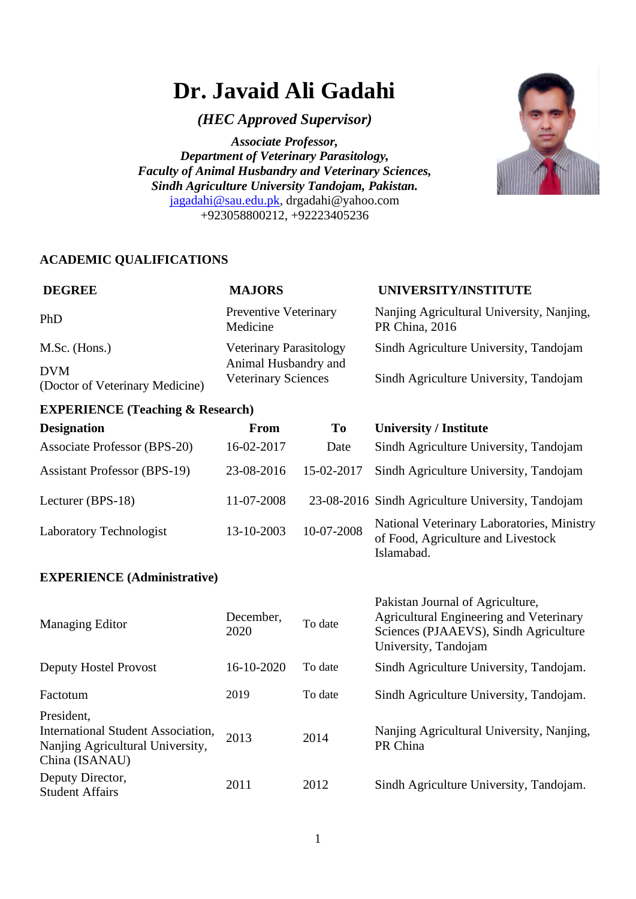# Dr. Javaid Ali Gadahi

***(HEC Approved Supervisor)***

***Associate Professor,***
***Department of Veterinary Parasitology,***
***Faculty of Animal Husbandry and Veterinary Sciences,***
***Sindh Agriculture University Tandojam, Pakistan.***
jagadahi@sau.edu.pk, drgadahi@yahoo.com
+923058800212, +92223405236

## ACADEMIC QUALIFICATIONS

| DEGREE | MAJORS | UNIVERSITY/INSTITUTE |
|---|---|---|
| PhD | Preventive Veterinary Medicine | Nanjing Agricultural University, Nanjing, PR China, 2016 |
| M.Sc. (Hons.) | Veterinary Parasitology | Sindh Agriculture University, Tandojam |
| DVM (Doctor of Veterinary Medicine) | Animal Husbandry and Veterinary Sciences | Sindh Agriculture University, Tandojam |

## EXPERIENCE (Teaching & Research)

| Designation | From | To | University / Institute |
|---|---|---|---|
| Associate Professor (BPS-20) | 16-02-2017 | Date | Sindh Agriculture University, Tandojam |
| Assistant Professor (BPS-19) | 23-08-2016 | 15-02-2017 | Sindh Agriculture University, Tandojam |
| Lecturer (BPS-18) | 11-07-2008 | 23-08-2016 | Sindh Agriculture University, Tandojam |
| Laboratory Technologist | 13-10-2003 | 10-07-2008 | National Veterinary Laboratories, Ministry of Food, Agriculture and Livestock Islamabad. |

## EXPERIENCE (Administrative)

| | | | |
|---|---|---|---|
| Managing Editor | December, 2020 | To date | Pakistan Journal of Agriculture, Agricultural Engineering and Veterinary Sciences (PJAAEVS), Sindh Agriculture University, Tandojam |
| Deputy Hostel Provost | 16-10-2020 | To date | Sindh Agriculture University, Tandojam. |
| Factotum | 2019 | To date | Sindh Agriculture University, Tandojam. |
| President, International Student Association, Nanjing Agricultural University, China (ISANAU) | 2013 | 2014 | Nanjing Agricultural University, Nanjing, PR China |
| Deputy Director, Student Affairs | 2011 | 2012 | Sindh Agriculture University, Tandojam. |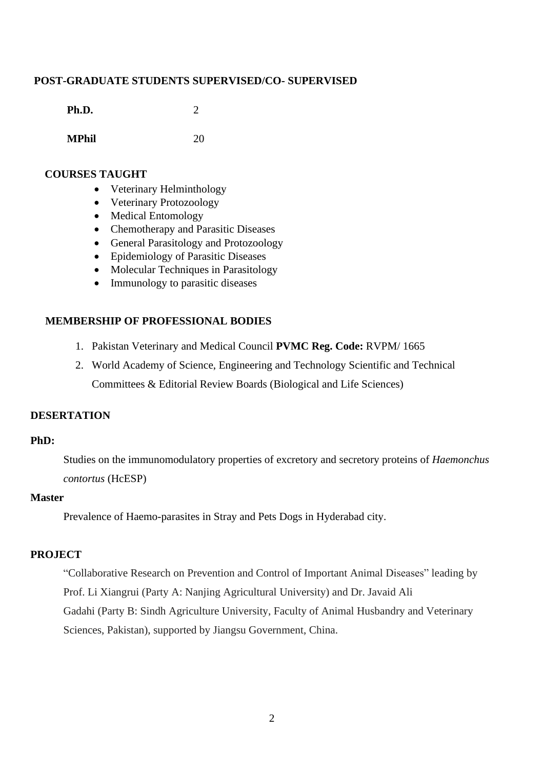## POST-GRADUATE STUDENTS SUPERVISED/CO- SUPERVISED

| | |
|---|---|
| **Ph.D.** | 2 |
| **MPhil** | 20 |

## COURSES TAUGHT

- Veterinary Helminthology
- Veterinary Protozoology
- Medical Entomology
- Chemotherapy and Parasitic Diseases
- General Parasitology and Protozoology
- Epidemiology of Parasitic Diseases
- Molecular Techniques in Parasitology
- Immunology to parasitic diseases

## MEMBERSHIP OF PROFESSIONAL BODIES

1. Pakistan Veterinary and Medical Council **PVMC Reg. Code:** RVPM/ 1665
2. World Academy of Science, Engineering and Technology Scientific and Technical Committees & Editorial Review Boards (Biological and Life Sciences)

## DESERTATION

**PhD:**

Studies on the immunomodulatory properties of excretory and secretory proteins of *Haemonchus contortus* (HcESP)

**Master**

Prevalence of Haemo-parasites in Stray and Pets Dogs in Hyderabad city.

## PROJECT

"Collaborative Research on Prevention and Control of Important Animal Diseases" leading by Prof. Li Xiangrui (Party A: Nanjing Agricultural University) and Dr. Javaid Ali Gadahi (Party B: Sindh Agriculture University, Faculty of Animal Husbandry and Veterinary Sciences, Pakistan), supported by Jiangsu Government, China.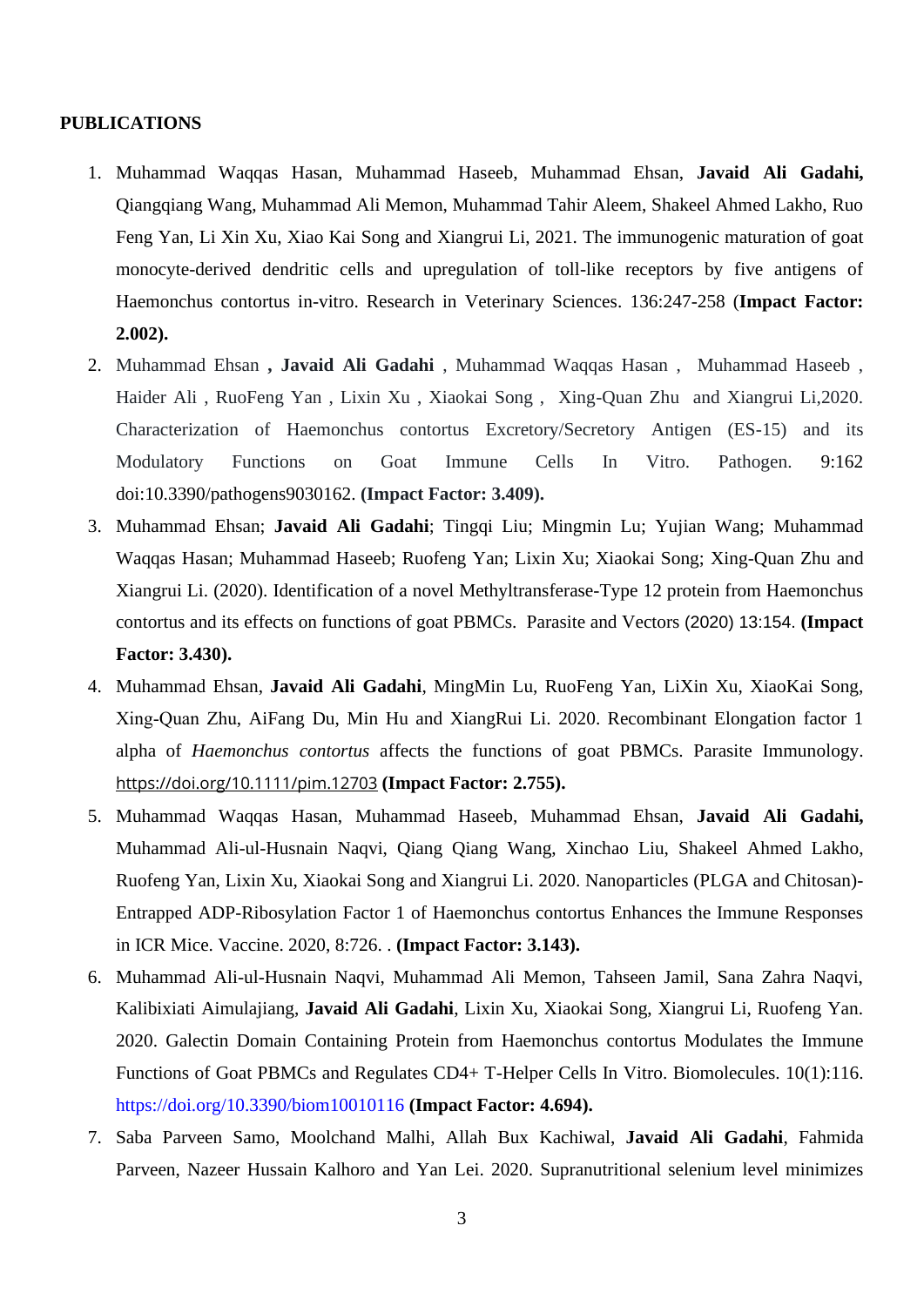**PUBLICATIONS**

1. Muhammad Waqqas Hasan, Muhammad Haseeb, Muhammad Ehsan, **Javaid Ali Gadahi,** Qiangqiang Wang, Muhammad Ali Memon, Muhammad Tahir Aleem, Shakeel Ahmed Lakho, Ruo Feng Yan, Li Xin Xu, Xiao Kai Song and Xiangrui Li, 2021. The immunogenic maturation of goat monocyte-derived dendritic cells and upregulation of toll-like receptors by five antigens of Haemonchus contortus in-vitro. Research in Veterinary Sciences. 136:247-258 (**Impact Factor: 2.002).**
2. Muhammad Ehsan **, Javaid Ali Gadahi** , Muhammad Waqqas Hasan , Muhammad Haseeb , Haider Ali , RuoFeng Yan , Lixin Xu , Xiaokai Song , Xing-Quan Zhu and Xiangrui Li,2020. Characterization of Haemonchus contortus Excretory/Secretory Antigen (ES-15) and its Modulatory Functions on Goat Immune Cells In Vitro. Pathogen. 9:162 doi:10.3390/pathogens9030162. **(Impact Factor: 3.409).**
3. Muhammad Ehsan; **Javaid Ali Gadahi**; Tingqi Liu; Mingmin Lu; Yujian Wang; Muhammad Waqqas Hasan; Muhammad Haseeb; Ruofeng Yan; Lixin Xu; Xiaokai Song; Xing-Quan Zhu and Xiangrui Li. (2020). Identification of a novel Methyltransferase-Type 12 protein from Haemonchus contortus and its effects on functions of goat PBMCs. Parasite and Vectors (2020) 13:154. **(Impact Factor: 3.430).**
4. Muhammad Ehsan, **Javaid Ali Gadahi**, MingMin Lu, RuoFeng Yan, LiXin Xu, XiaoKai Song, Xing-Quan Zhu, AiFang Du, Min Hu and XiangRui Li. 2020. Recombinant Elongation factor 1 alpha of *Haemonchus contortus* affects the functions of goat PBMCs. Parasite Immunology. https://doi.org/10.1111/pim.12703 **(Impact Factor: 2.755).**
5. Muhammad Waqqas Hasan, Muhammad Haseeb, Muhammad Ehsan, **Javaid Ali Gadahi,** Muhammad Ali-ul-Husnain Naqvi, Qiang Qiang Wang, Xinchao Liu, Shakeel Ahmed Lakho, Ruofeng Yan, Lixin Xu, Xiaokai Song and Xiangrui Li. 2020. Nanoparticles (PLGA and Chitosan)-Entrapped ADP-Ribosylation Factor 1 of Haemonchus contortus Enhances the Immune Responses in ICR Mice. Vaccine. 2020, 8:726. . **(Impact Factor: 3.143).**
6. Muhammad Ali-ul-Husnain Naqvi, Muhammad Ali Memon, Tahseen Jamil, Sana Zahra Naqvi, Kalibixiati Aimulajiang, **Javaid Ali Gadahi**, Lixin Xu, Xiaokai Song, Xiangrui Li, Ruofeng Yan. 2020. Galectin Domain Containing Protein from Haemonchus contortus Modulates the Immune Functions of Goat PBMCs and Regulates CD4+ T-Helper Cells In Vitro. Biomolecules. 10(1):116. https://doi.org/10.3390/biom10010116 **(Impact Factor: 4.694).**
7. Saba Parveen Samo, Moolchand Malhi, Allah Bux Kachiwal, **Javaid Ali Gadahi**, Fahmida Parveen, Nazeer Hussain Kalhoro and Yan Lei. 2020. Supranutritional selenium level minimizes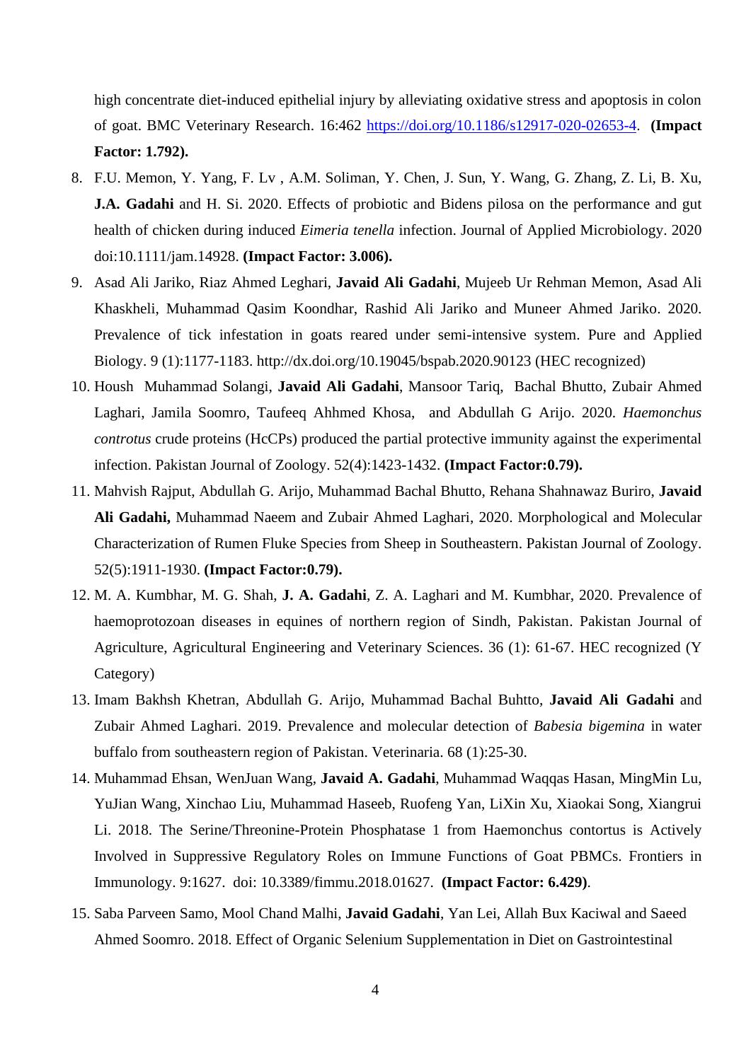high concentrate diet-induced epithelial injury by alleviating oxidative stress and apoptosis in colon of goat. BMC Veterinary Research. 16:462 https://doi.org/10.1186/s12917-020-02653-4. **(Impact Factor: 1.792).**

8. F.U. Memon, Y. Yang, F. Lv , A.M. Soliman, Y. Chen, J. Sun, Y. Wang, G. Zhang, Z. Li, B. Xu, **J.A. Gadahi** and H. Si. 2020. Effects of probiotic and Bidens pilosa on the performance and gut health of chicken during induced *Eimeria tenella* infection. Journal of Applied Microbiology. 2020 doi:10.1111/jam.14928. **(Impact Factor: 3.006).**
9. Asad Ali Jariko, Riaz Ahmed Leghari, **Javaid Ali Gadahi**, Mujeeb Ur Rehman Memon, Asad Ali Khaskheli, Muhammad Qasim Koondhar, Rashid Ali Jariko and Muneer Ahmed Jariko. 2020. Prevalence of tick infestation in goats reared under semi-intensive system. Pure and Applied Biology. 9 (1):1177-1183. http://dx.doi.org/10.19045/bspab.2020.90123 (HEC recognized)
10. Housh Muhammad Solangi, **Javaid Ali Gadahi**, Mansoor Tariq, Bachal Bhutto, Zubair Ahmed Laghari, Jamila Soomro, Taufeeq Ahhmed Khosa, and Abdullah G Arijo. 2020. *Haemonchus controtus* crude proteins (HcCPs) produced the partial protective immunity against the experimental infection. Pakistan Journal of Zoology. 52(4):1423-1432. **(Impact Factor:0.79).**
11. Mahvish Rajput, Abdullah G. Arijo, Muhammad Bachal Bhutto, Rehana Shahnawaz Buriro, **Javaid Ali Gadahi,** Muhammad Naeem and Zubair Ahmed Laghari, 2020. Morphological and Molecular Characterization of Rumen Fluke Species from Sheep in Southeastern. Pakistan Journal of Zoology. 52(5):1911-1930. **(Impact Factor:0.79).**
12. M. A. Kumbhar, M. G. Shah, **J. A. Gadahi**, Z. A. Laghari and M. Kumbhar, 2020. Prevalence of haemoprotozoan diseases in equines of northern region of Sindh, Pakistan. Pakistan Journal of Agriculture, Agricultural Engineering and Veterinary Sciences. 36 (1): 61-67. HEC recognized (Y Category)
13. Imam Bakhsh Khetran, Abdullah G. Arijo, Muhammad Bachal Buhtto, **Javaid Ali Gadahi** and Zubair Ahmed Laghari. 2019. Prevalence and molecular detection of *Babesia bigemina* in water buffalo from southeastern region of Pakistan. Veterinaria. 68 (1):25-30.
14. Muhammad Ehsan, WenJuan Wang, **Javaid A. Gadahi**, Muhammad Waqqas Hasan, MingMin Lu, YuJian Wang, Xinchao Liu, Muhammad Haseeb, Ruofeng Yan, LiXin Xu, Xiaokai Song, Xiangrui Li. 2018. The Serine/Threonine-Protein Phosphatase 1 from Haemonchus contortus is Actively Involved in Suppressive Regulatory Roles on Immune Functions of Goat PBMCs. Frontiers in Immunology. 9:1627. doi: 10.3389/fimmu.2018.01627. **(Impact Factor: 6.429)**.
15. Saba Parveen Samo, Mool Chand Malhi, **Javaid Gadahi**, Yan Lei, Allah Bux Kaciwal and Saeed Ahmed Soomro. 2018. Effect of Organic Selenium Supplementation in Diet on Gastrointestinal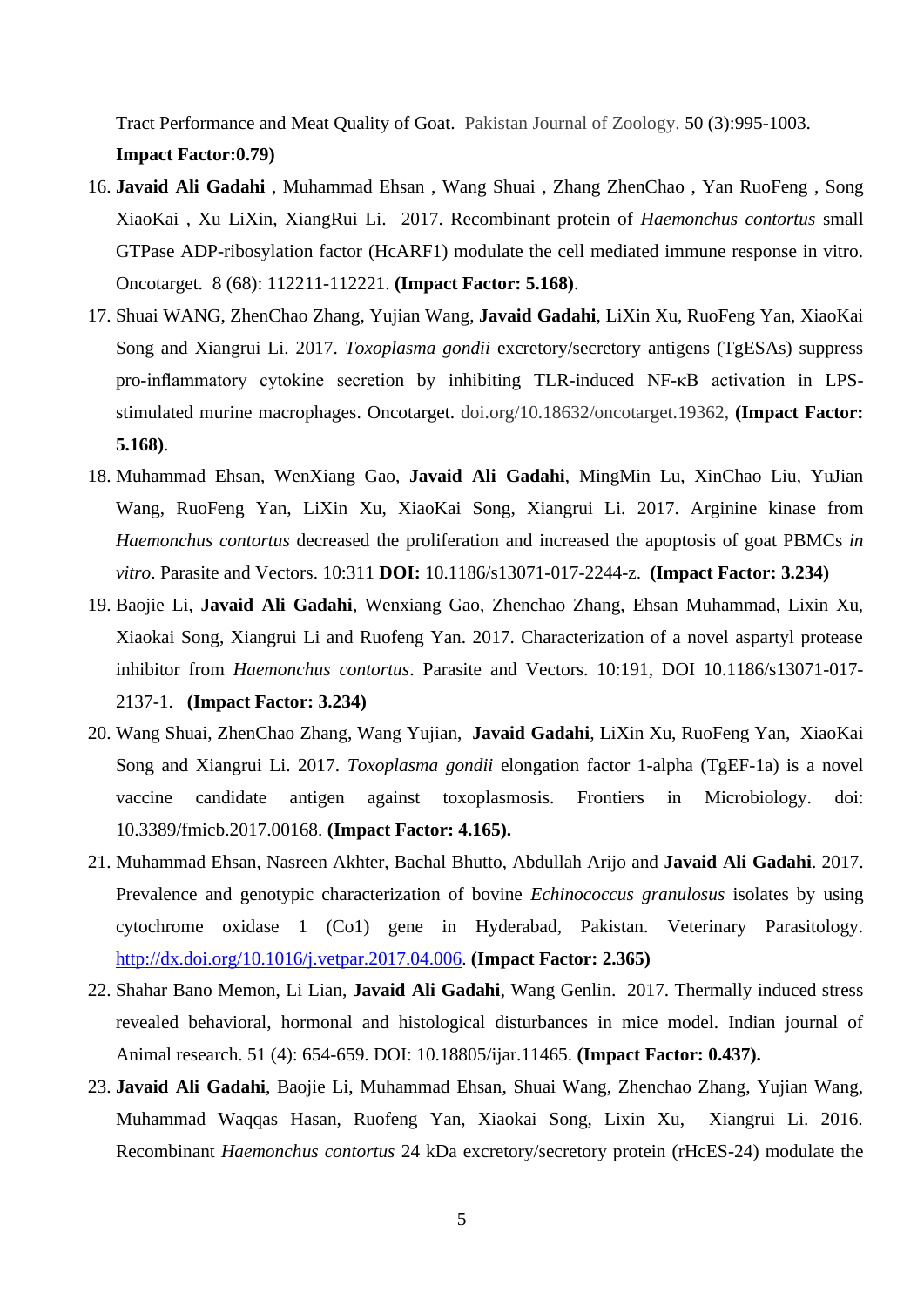Tract Performance and Meat Quality of Goat. Pakistan Journal of Zoology. 50 (3):995-1003. **Impact Factor:0.79)**

16. **Javaid Ali Gadahi** , Muhammad Ehsan , Wang Shuai , Zhang ZhenChao , Yan RuoFeng , Song XiaoKai , Xu LiXin, XiangRui Li. 2017. Recombinant protein of *Haemonchus contortus* small GTPase ADP-ribosylation factor (HcARF1) modulate the cell mediated immune response in vitro. Oncotarget. 8 (68): 112211-112221. **(Impact Factor: 5.168)**.
17. Shuai WANG, ZhenChao Zhang, Yujian Wang, **Javaid Gadahi**, LiXin Xu, RuoFeng Yan, XiaoKai Song and Xiangrui Li. 2017. *Toxoplasma gondii* excretory/secretory antigens (TgESAs) suppress pro-inflammatory cytokine secretion by inhibiting TLR-induced NF-κB activation in LPS-stimulated murine macrophages. Oncotarget. doi.org/10.18632/oncotarget.19362, **(Impact Factor: 5.168)**.
18. Muhammad Ehsan, WenXiang Gao, **Javaid Ali Gadahi**, MingMin Lu, XinChao Liu, YuJian Wang, RuoFeng Yan, LiXin Xu, XiaoKai Song, Xiangrui Li. 2017. Arginine kinase from *Haemonchus contortus* decreased the proliferation and increased the apoptosis of goat PBMCs *in vitro*. Parasite and Vectors. 10:311 **DOI:** 10.1186/s13071-017-2244-z. **(Impact Factor: 3.234)**
19. Baojie Li, **Javaid Ali Gadahi**, Wenxiang Gao, Zhenchao Zhang, Ehsan Muhammad, Lixin Xu, Xiaokai Song, Xiangrui Li and Ruofeng Yan. 2017. Characterization of a novel aspartyl protease inhibitor from *Haemonchus contortus*. Parasite and Vectors. 10:191, DOI 10.1186/s13071-017-2137-1. **(Impact Factor: 3.234)**
20. Wang Shuai, ZhenChao Zhang, Wang Yujian, **Javaid Gadahi**, LiXin Xu, RuoFeng Yan, XiaoKai Song and Xiangrui Li. 2017. *Toxoplasma gondii* elongation factor 1-alpha (TgEF-1a) is a novel vaccine candidate antigen against toxoplasmosis. Frontiers in Microbiology. doi: 10.3389/fmicb.2017.00168. **(Impact Factor: 4.165).**
21. Muhammad Ehsan, Nasreen Akhter, Bachal Bhutto, Abdullah Arijo and **Javaid Ali Gadahi**. 2017. Prevalence and genotypic characterization of bovine *Echinococcus granulosus* isolates by using cytochrome oxidase 1 (Co1) gene in Hyderabad, Pakistan. Veterinary Parasitology. http://dx.doi.org/10.1016/j.vetpar.2017.04.006. **(Impact Factor: 2.365)**
22. Shahar Bano Memon, Li Lian, **Javaid Ali Gadahi**, Wang Genlin. 2017. Thermally induced stress revealed behavioral, hormonal and histological disturbances in mice model. Indian journal of Animal research. 51 (4): 654-659. DOI: 10.18805/ijar.11465. **(Impact Factor: 0.437).**
23. **Javaid Ali Gadahi**, Baojie Li, Muhammad Ehsan, Shuai Wang, Zhenchao Zhang, Yujian Wang, Muhammad Waqqas Hasan, Ruofeng Yan, Xiaokai Song, Lixin Xu, Xiangrui Li. 2016. Recombinant *Haemonchus contortus* 24 kDa excretory/secretory protein (rHcES-24) modulate the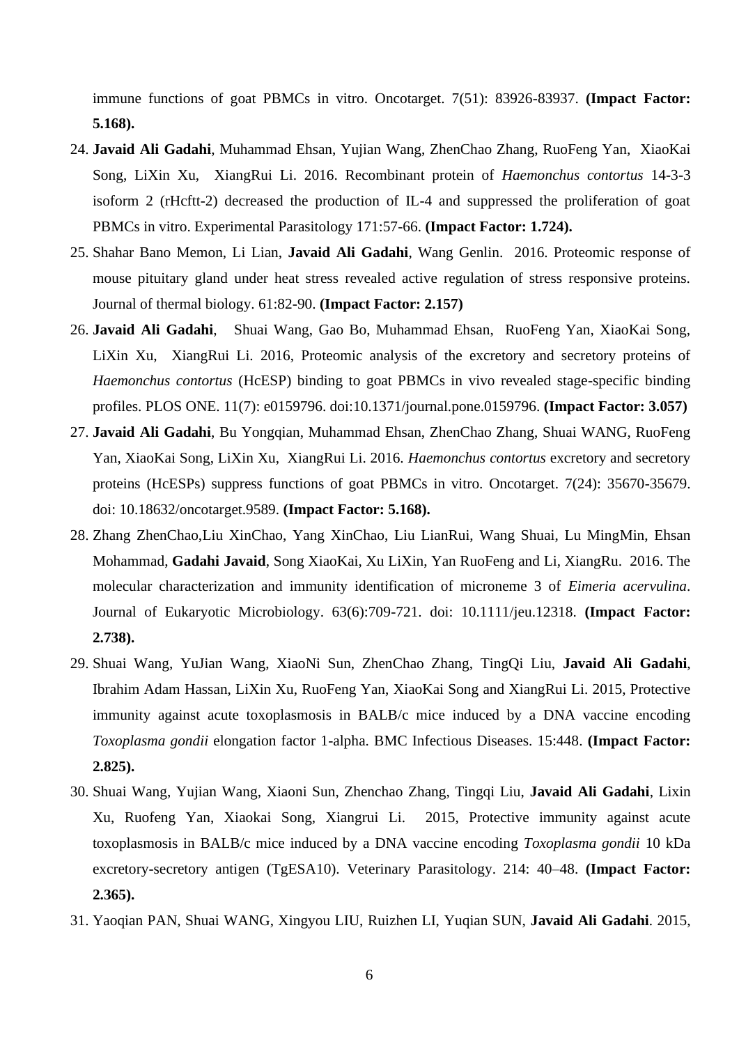immune functions of goat PBMCs in vitro. Oncotarget. 7(51): 83926-83937. **(Impact Factor: 5.168).**

24. **Javaid Ali Gadahi**, Muhammad Ehsan, Yujian Wang, ZhenChao Zhang, RuoFeng Yan, XiaoKai Song, LiXin Xu, XiangRui Li. 2016. Recombinant protein of *Haemonchus contortus* 14-3-3 isoform 2 (rHcftt-2) decreased the production of IL-4 and suppressed the proliferation of goat PBMCs in vitro. Experimental Parasitology 171:57-66. **(Impact Factor: 1.724).**
25. Shahar Bano Memon, Li Lian, **Javaid Ali Gadahi**, Wang Genlin. 2016. Proteomic response of mouse pituitary gland under heat stress revealed active regulation of stress responsive proteins. Journal of thermal biology. 61:82-90. **(Impact Factor: 2.157)**
26. **Javaid Ali Gadahi**, Shuai Wang, Gao Bo, Muhammad Ehsan, RuoFeng Yan, XiaoKai Song, LiXin Xu, XiangRui Li. 2016, Proteomic analysis of the excretory and secretory proteins of *Haemonchus contortus* (HcESP) binding to goat PBMCs in vivo revealed stage-specific binding profiles. PLOS ONE. 11(7): e0159796. doi:10.1371/journal.pone.0159796. **(Impact Factor: 3.057)**
27. **Javaid Ali Gadahi**, Bu Yongqian, Muhammad Ehsan, ZhenChao Zhang, Shuai WANG, RuoFeng Yan, XiaoKai Song, LiXin Xu, XiangRui Li. 2016. *Haemonchus contortus* excretory and secretory proteins (HcESPs) suppress functions of goat PBMCs in vitro. Oncotarget. 7(24): 35670-35679. doi: 10.18632/oncotarget.9589. **(Impact Factor: 5.168).**
28. Zhang ZhenChao,Liu XinChao, Yang XinChao, Liu LianRui, Wang Shuai, Lu MingMin, Ehsan Mohammad, **Gadahi Javaid**, Song XiaoKai, Xu LiXin, Yan RuoFeng and Li, XiangRu. 2016. The molecular characterization and immunity identification of microneme 3 of *Eimeria acervulina*. Journal of Eukaryotic Microbiology. 63(6):709-721. doi: 10.1111/jeu.12318. **(Impact Factor: 2.738).**
29. Shuai Wang, YuJian Wang, XiaoNi Sun, ZhenChao Zhang, TingQi Liu, **Javaid Ali Gadahi**, Ibrahim Adam Hassan, LiXin Xu, RuoFeng Yan, XiaoKai Song and XiangRui Li. 2015, Protective immunity against acute toxoplasmosis in BALB/c mice induced by a DNA vaccine encoding *Toxoplasma gondii* elongation factor 1-alpha. BMC Infectious Diseases. 15:448. **(Impact Factor: 2.825).**
30. Shuai Wang, Yujian Wang, Xiaoni Sun, Zhenchao Zhang, Tingqi Liu, **Javaid Ali Gadahi**, Lixin Xu, Ruofeng Yan, Xiaokai Song, Xiangrui Li. 2015, Protective immunity against acute toxoplasmosis in BALB/c mice induced by a DNA vaccine encoding *Toxoplasma gondii* 10 kDa excretory-secretory antigen (TgESA10). Veterinary Parasitology. 214: 40–48. **(Impact Factor: 2.365).**
31. Yaoqian PAN, Shuai WANG, Xingyou LIU, Ruizhen LI, Yuqian SUN, **Javaid Ali Gadahi**. 2015,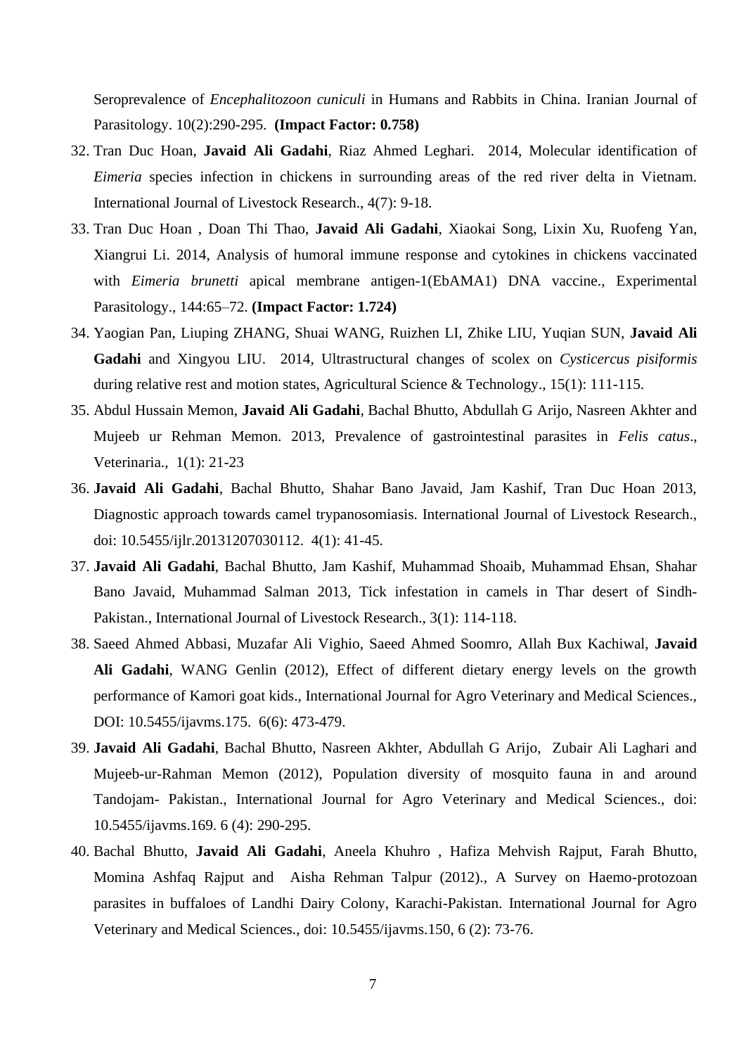Seroprevalence of *Encephalitozoon cuniculi* in Humans and Rabbits in China. Iranian Journal of Parasitology. 10(2):290-295. **(Impact Factor: 0.758)**

32. Tran Duc Hoan, **Javaid Ali Gadahi**, Riaz Ahmed Leghari. 2014, Molecular identification of *Eimeria* species infection in chickens in surrounding areas of the red river delta in Vietnam. International Journal of Livestock Research., 4(7): 9-18.
33. Tran Duc Hoan , Doan Thi Thao, **Javaid Ali Gadahi**, Xiaokai Song, Lixin Xu, Ruofeng Yan, Xiangrui Li. 2014, Analysis of humoral immune response and cytokines in chickens vaccinated with *Eimeria brunetti* apical membrane antigen-1(EbAMA1) DNA vaccine., Experimental Parasitology., 144:65–72. **(Impact Factor: 1.724)**
34. Yaogian Pan, Liuping ZHANG, Shuai WANG, Ruizhen LI, Zhike LIU, Yuqian SUN, **Javaid Ali Gadahi** and Xingyou LIU. 2014, Ultrastructural changes of scolex on *Cysticercus pisiformis* during relative rest and motion states, Agricultural Science & Technology., 15(1): 111-115.
35. Abdul Hussain Memon, **Javaid Ali Gadahi**, Bachal Bhutto, Abdullah G Arijo, Nasreen Akhter and Mujeeb ur Rehman Memon. 2013, Prevalence of gastrointestinal parasites in *Felis catus*., Veterinaria., 1(1): 21-23
36. **Javaid Ali Gadahi**, Bachal Bhutto, Shahar Bano Javaid, Jam Kashif, Tran Duc Hoan 2013, Diagnostic approach towards camel trypanosomiasis. International Journal of Livestock Research., doi: 10.5455/ijlr.20131207030112. 4(1): 41-45.
37. **Javaid Ali Gadahi**, Bachal Bhutto, Jam Kashif, Muhammad Shoaib, Muhammad Ehsan, Shahar Bano Javaid, Muhammad Salman 2013, Tick infestation in camels in Thar desert of Sindh-Pakistan., International Journal of Livestock Research., 3(1): 114-118.
38. Saeed Ahmed Abbasi, Muzafar Ali Vighio, Saeed Ahmed Soomro, Allah Bux Kachiwal, **Javaid Ali Gadahi**, WANG Genlin (2012), Effect of different dietary energy levels on the growth performance of Kamori goat kids., International Journal for Agro Veterinary and Medical Sciences., DOI: 10.5455/ijavms.175. 6(6): 473-479.
39. **Javaid Ali Gadahi**, Bachal Bhutto, Nasreen Akhter, Abdullah G Arijo, Zubair Ali Laghari and Mujeeb-ur-Rahman Memon (2012), Population diversity of mosquito fauna in and around Tandojam- Pakistan., International Journal for Agro Veterinary and Medical Sciences., doi: 10.5455/ijavms.169. 6 (4): 290-295.
40. Bachal Bhutto, **Javaid Ali Gadahi**, Aneela Khuhro , Hafiza Mehvish Rajput, Farah Bhutto, Momina Ashfaq Rajput and Aisha Rehman Talpur (2012)., A Survey on Haemo-protozoan parasites in buffaloes of Landhi Dairy Colony, Karachi-Pakistan. International Journal for Agro Veterinary and Medical Sciences., doi: 10.5455/ijavms.150, 6 (2): 73-76.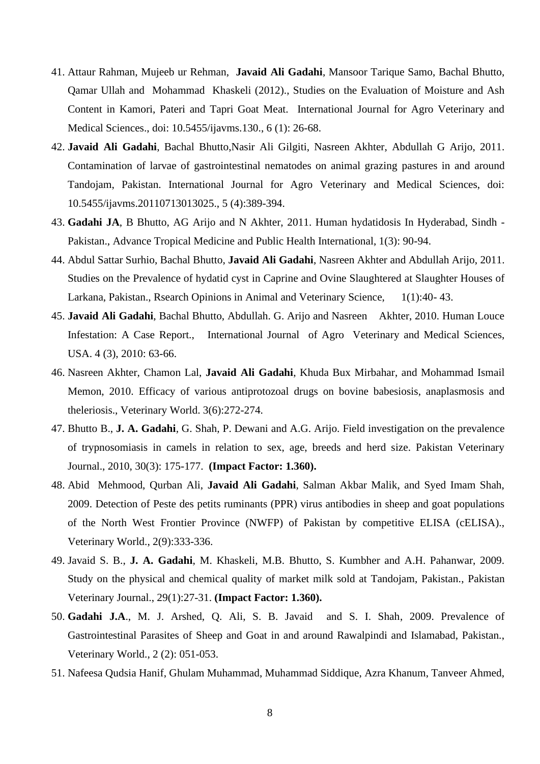41. Attaur Rahman, Mujeeb ur Rehman, **Javaid Ali Gadahi**, Mansoor Tarique Samo, Bachal Bhutto, Qamar Ullah and Mohammad Khaskeli (2012)., Studies on the Evaluation of Moisture and Ash Content in Kamori, Pateri and Tapri Goat Meat. International Journal for Agro Veterinary and Medical Sciences., doi: 10.5455/ijavms.130., 6 (1): 26-68.
42. **Javaid Ali Gadahi**, Bachal Bhutto,Nasir Ali Gilgiti, Nasreen Akhter, Abdullah G Arijo, 2011. Contamination of larvae of gastrointestinal nematodes on animal grazing pastures in and around Tandojam, Pakistan. International Journal for Agro Veterinary and Medical Sciences, doi: 10.5455/ijavms.20110713013025., 5 (4):389-394.
43. **Gadahi JA**, B Bhutto, AG Arijo and N Akhter, 2011. Human hydatidosis In Hyderabad, Sindh - Pakistan., Advance Tropical Medicine and Public Health International, 1(3): 90-94.
44. Abdul Sattar Surhio, Bachal Bhutto, **Javaid Ali Gadahi**, Nasreen Akhter and Abdullah Arijo, 2011. Studies on the Prevalence of hydatid cyst in Caprine and Ovine Slaughtered at Slaughter Houses of Larkana, Pakistan., Rsearch Opinions in Animal and Veterinary Science, 1(1):40- 43.
45. **Javaid Ali Gadahi**, Bachal Bhutto, Abdullah. G. Arijo and Nasreen Akhter, 2010. Human Louce Infestation: A Case Report., International Journal of Agro Veterinary and Medical Sciences, USA. 4 (3), 2010: 63-66.
46. Nasreen Akhter, Chamon Lal, **Javaid Ali Gadahi**, Khuda Bux Mirbahar, and Mohammad Ismail Memon, 2010. Efficacy of various antiprotozoal drugs on bovine babesiosis, anaplasmosis and theleriosis., Veterinary World. 3(6):272-274.
47. Bhutto B., **J. A. Gadahi**, G. Shah, P. Dewani and A.G. Arijo. Field investigation on the prevalence of trypnosomiasis in camels in relation to sex, age, breeds and herd size. Pakistan Veterinary Journal., 2010, 30(3): 175-177. **(Impact Factor: 1.360).**
48. Abid Mehmood, Qurban Ali, **Javaid Ali Gadahi**, Salman Akbar Malik, and Syed Imam Shah, 2009. Detection of Peste des petits ruminants (PPR) virus antibodies in sheep and goat populations of the North West Frontier Province (NWFP) of Pakistan by competitive ELISA (cELISA)., Veterinary World., 2(9):333-336.
49. Javaid S. B., **J. A. Gadahi**, M. Khaskeli, M.B. Bhutto, S. Kumbher and A.H. Pahanwar, 2009. Study on the physical and chemical quality of market milk sold at Tandojam, Pakistan., Pakistan Veterinary Journal., 29(1):27-31. **(Impact Factor: 1.360).**
50. **Gadahi J.A**., M. J. Arshed, Q. Ali, S. B. Javaid and S. I. Shah, 2009. Prevalence of Gastrointestinal Parasites of Sheep and Goat in and around Rawalpindi and Islamabad, Pakistan., Veterinary World., 2 (2): 051-053.
51. Nafeesa Qudsia Hanif, Ghulam Muhammad, Muhammad Siddique, Azra Khanum, Tanveer Ahmed,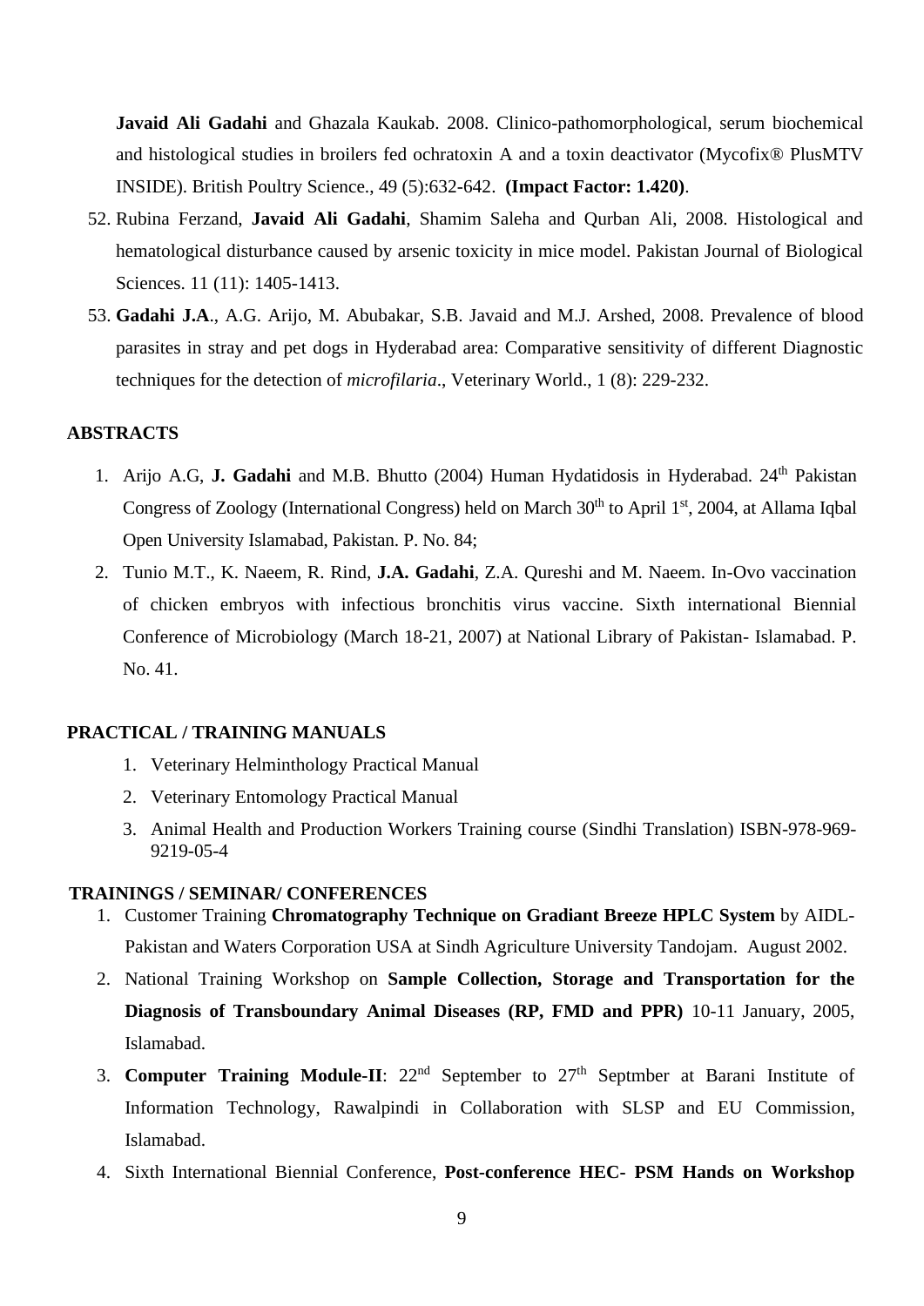**Javaid Ali Gadahi** and Ghazala Kaukab. 2008. Clinico-pathomorphological, serum biochemical and histological studies in broilers fed ochratoxin A and a toxin deactivator (Mycofix® PlusMTV INSIDE). British Poultry Science., 49 (5):632-642. **(Impact Factor: 1.420)**.

52. Rubina Ferzand, **Javaid Ali Gadahi**, Shamim Saleha and Qurban Ali, 2008. Histological and hematological disturbance caused by arsenic toxicity in mice model. Pakistan Journal of Biological Sciences. 11 (11): 1405-1413.
53. **Gadahi J.A**., A.G. Arijo, M. Abubakar, S.B. Javaid and M.J. Arshed, 2008. Prevalence of blood parasites in stray and pet dogs in Hyderabad area: Comparative sensitivity of different Diagnostic techniques for the detection of *microfilaria*., Veterinary World., 1 (8): 229-232.

## ABSTRACTS

1. Arijo A.G, **J. Gadahi** and M.B. Bhutto (2004) Human Hydatidosis in Hyderabad. 24th Pakistan Congress of Zoology (International Congress) held on March 30th to April 1st, 2004, at Allama Iqbal Open University Islamabad, Pakistan. P. No. 84;
2. Tunio M.T., K. Naeem, R. Rind, **J.A. Gadahi**, Z.A. Qureshi and M. Naeem. In-Ovo vaccination of chicken embryos with infectious bronchitis virus vaccine. Sixth international Biennial Conference of Microbiology (March 18-21, 2007) at National Library of Pakistan- Islamabad. P. No. 41.

## PRACTICAL / TRAINING MANUALS

1. Veterinary Helminthology Practical Manual
2. Veterinary Entomology Practical Manual
3. Animal Health and Production Workers Training course (Sindhi Translation) ISBN-978-969-9219-05-4

## TRAININGS / SEMINAR/ CONFERENCES

1. Customer Training **Chromatography Technique on Gradiant Breeze HPLC System** by AIDL-Pakistan and Waters Corporation USA at Sindh Agriculture University Tandojam. August 2002.
2. National Training Workshop on **Sample Collection, Storage and Transportation for the Diagnosis of Transboundary Animal Diseases (RP, FMD and PPR)** 10-11 January, 2005, Islamabad.
3. **Computer Training Module-II**: 22nd September to 27th Septmber at Barani Institute of Information Technology, Rawalpindi in Collaboration with SLSP and EU Commission, Islamabad.
4. Sixth International Biennial Conference, **Post-conference HEC- PSM Hands on Workshop**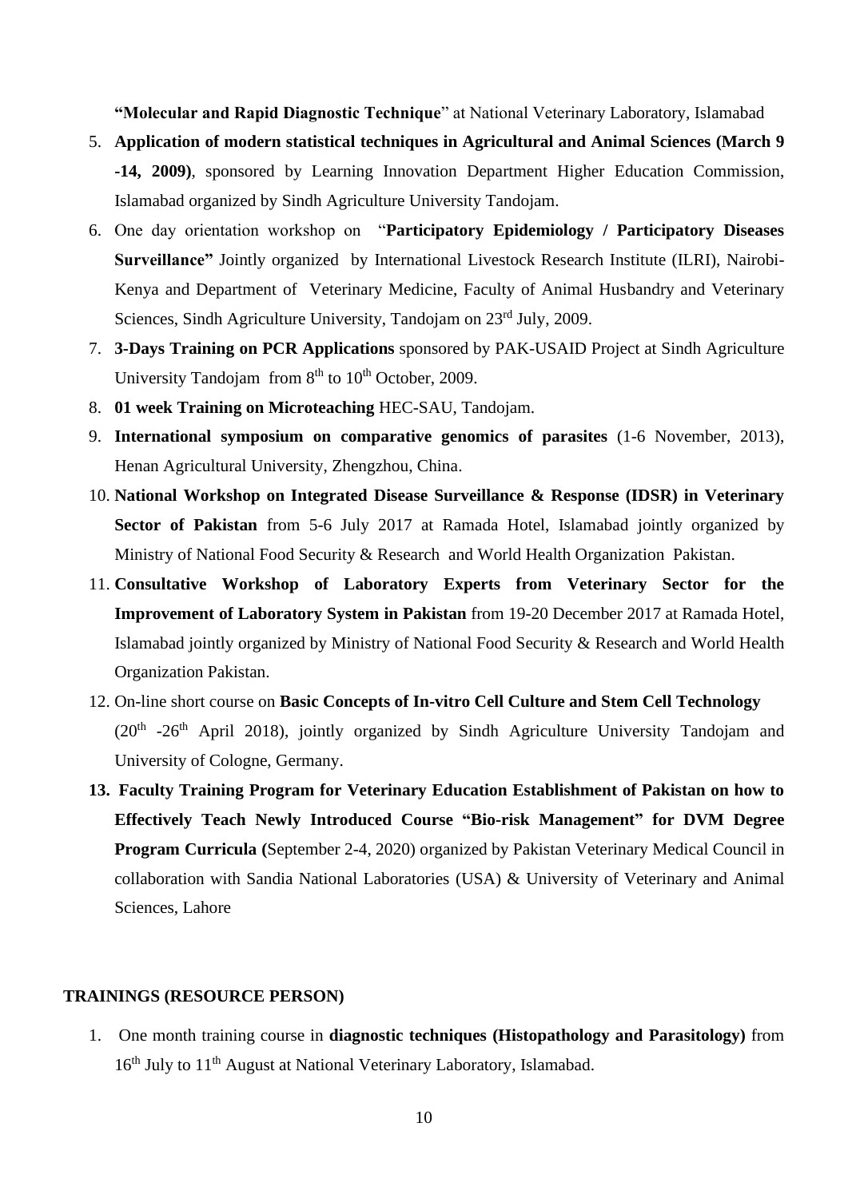**"Molecular and Rapid Diagnostic Technique**" at National Veterinary Laboratory, Islamabad

5. **Application of modern statistical techniques in Agricultural and Animal Sciences (March 9 -14, 2009)**, sponsored by Learning Innovation Department Higher Education Commission, Islamabad organized by Sindh Agriculture University Tandojam.
6. One day orientation workshop on "**Participatory Epidemiology / Participatory Diseases Surveillance"** Jointly organized by International Livestock Research Institute (ILRI), Nairobi-Kenya and Department of Veterinary Medicine, Faculty of Animal Husbandry and Veterinary Sciences, Sindh Agriculture University, Tandojam on 23rd July, 2009.
7. **3-Days Training on PCR Applications** sponsored by PAK-USAID Project at Sindh Agriculture University Tandojam from 8th to 10th October, 2009.
8. **01 week Training on Microteaching** HEC-SAU, Tandojam.
9. **International symposium on comparative genomics of parasites** (1-6 November, 2013), Henan Agricultural University, Zhengzhou, China.
10. **National Workshop on Integrated Disease Surveillance & Response (IDSR) in Veterinary Sector of Pakistan** from 5-6 July 2017 at Ramada Hotel, Islamabad jointly organized by Ministry of National Food Security & Research and World Health Organization Pakistan.
11. **Consultative Workshop of Laboratory Experts from Veterinary Sector for the Improvement of Laboratory System in Pakistan** from 19-20 December 2017 at Ramada Hotel, Islamabad jointly organized by Ministry of National Food Security & Research and World Health Organization Pakistan.
12. On-line short course on **Basic Concepts of In-vitro Cell Culture and Stem Cell Technology** (20th -26th April 2018), jointly organized by Sindh Agriculture University Tandojam and University of Cologne, Germany.
13. **Faculty Training Program for Veterinary Education Establishment of Pakistan on how to Effectively Teach Newly Introduced Course "Bio-risk Management" for DVM Degree Program Curricula (**September 2-4, 2020) organized by Pakistan Veterinary Medical Council in collaboration with Sandia National Laboratories (USA) & University of Veterinary and Animal Sciences, Lahore

## TRAININGS (RESOURCE PERSON)

1. One month training course in **diagnostic techniques (Histopathology and Parasitology)** from 16th July to 11th August at National Veterinary Laboratory, Islamabad.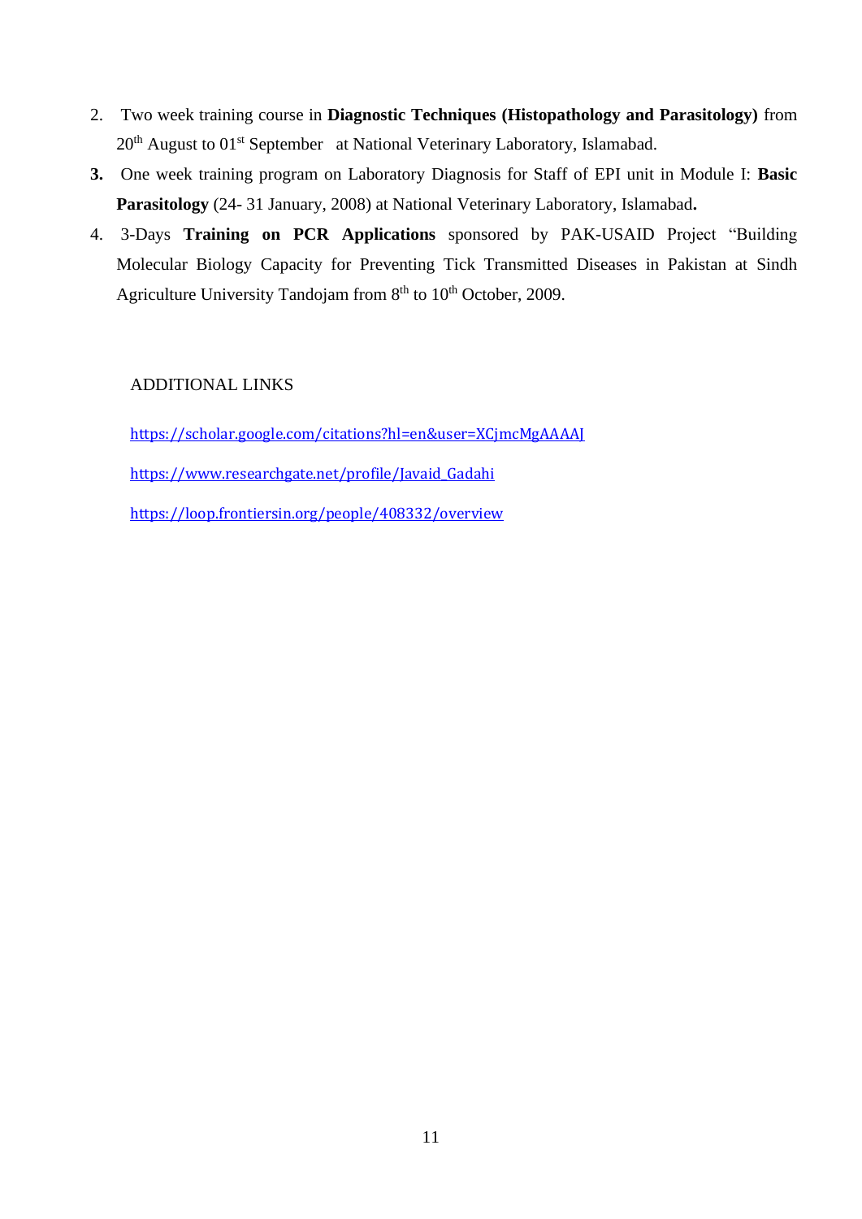2. Two week training course in **Diagnostic Techniques (Histopathology and Parasitology)** from 20$^{th}$ August to 01$^{st}$ September at National Veterinary Laboratory, Islamabad.
3. One week training program on Laboratory Diagnosis for Staff of EPI unit in Module I: **Basic Parasitology** (24- 31 January, 2008) at National Veterinary Laboratory, Islamabad**.**
4. 3-Days **Training on PCR Applications** sponsored by PAK-USAID Project "Building Molecular Biology Capacity for Preventing Tick Transmitted Diseases in Pakistan at Sindh Agriculture University Tandojam from 8$^{th}$ to 10$^{th}$ October, 2009.

ADDITIONAL LINKS

https://scholar.google.com/citations?hl=en&user=XCjmcMgAAAAJ

https://www.researchgate.net/profile/Javaid_Gadahi

https://loop.frontiersin.org/people/408332/overview